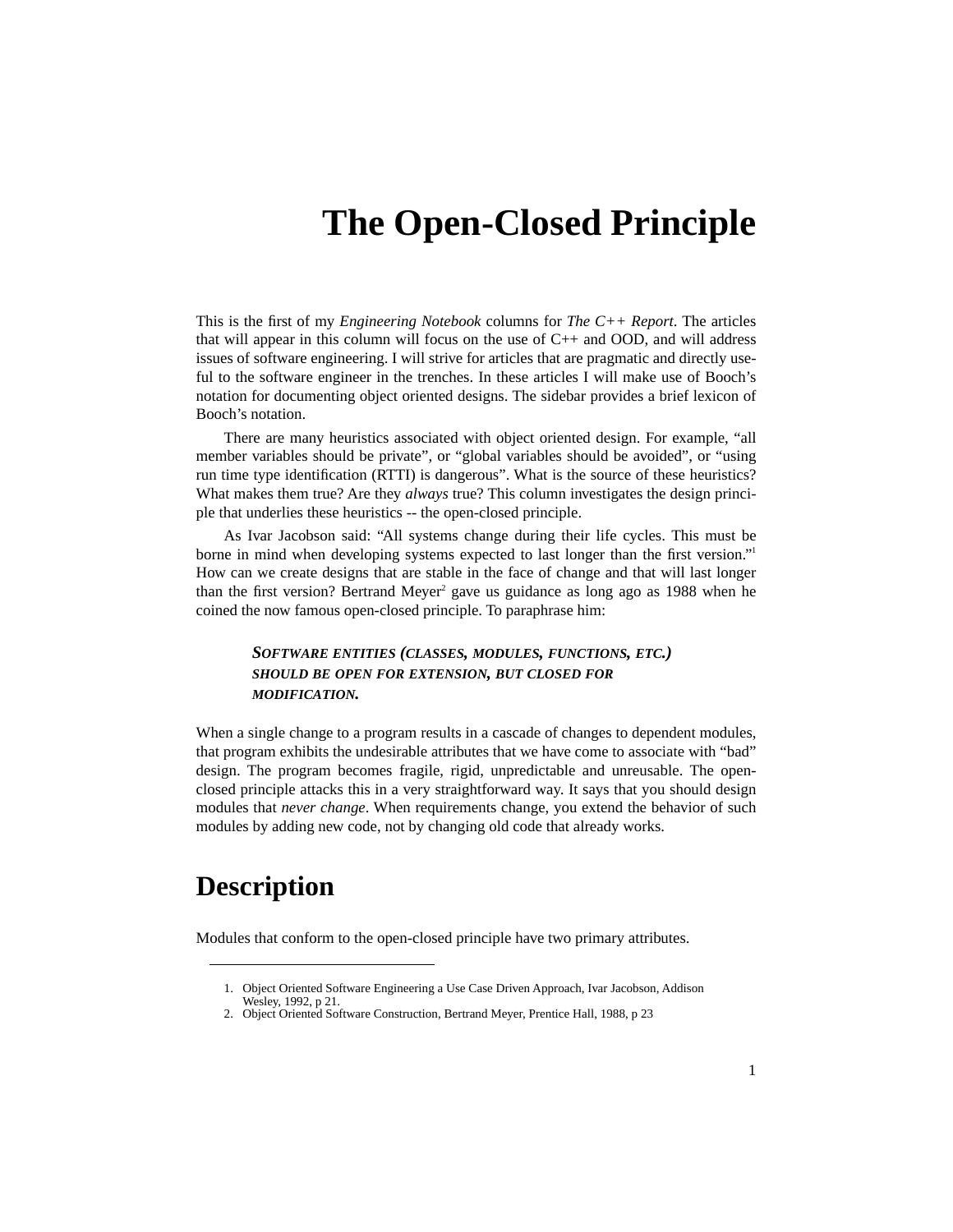# The Open-Closed Principle

This is the first of my *Engineering Notebook* columns for *The C++ Report*. The articles that will appear in this column will focus on the use of C++ and OOD, and will address issues of software engineering. I will strive for articles that are pragmatic and directly useful to the software engineer in the trenches. In these articles I will make use of Booch's notation for documenting object oriented designs. The sidebar provides a brief lexicon of Booch's notation.

There are many heuristics associated with object oriented design. For example, "all member variables should be private", or "global variables should be avoided", or "using run time type identification (RTTI) is dangerous". What is the source of these heuristics? What makes them true? Are they *always* true? This column investigates the design principle that underlies these heuristics -- the open-closed principle.

As Ivar Jacobson said: "All systems change during their life cycles. This must be borne in mind when developing systems expected to last longer than the first version."[1] How can we create designs that are stable in the face of change and that will last longer than the first version? Bertrand Meyer[2] gave us guidance as long ago as 1988 when he coined the now famous open-closed principle. To paraphrase him:

> ***SOFTWARE ENTITIES (CLASSES, MODULES, FUNCTIONS, ETC.) SHOULD BE OPEN FOR EXTENSION, BUT CLOSED FOR MODIFICATION.***

When a single change to a program results in a cascade of changes to dependent modules, that program exhibits the undesirable attributes that we have come to associate with "bad" design. The program becomes fragile, rigid, unpredictable and unreusable. The open-closed principle attacks this in a very straightforward way. It says that you should design modules that *never change*. When requirements change, you extend the behavior of such modules by adding new code, not by changing old code that already works.

## Description

Modules that conform to the open-closed principle have two primary attributes.

---

1. Object Oriented Software Engineering a Use Case Driven Approach, Ivar Jacobson, Addison Wesley, 1992, p 21.
2. Object Oriented Software Construction, Bertrand Meyer, Prentice Hall, 1988, p 23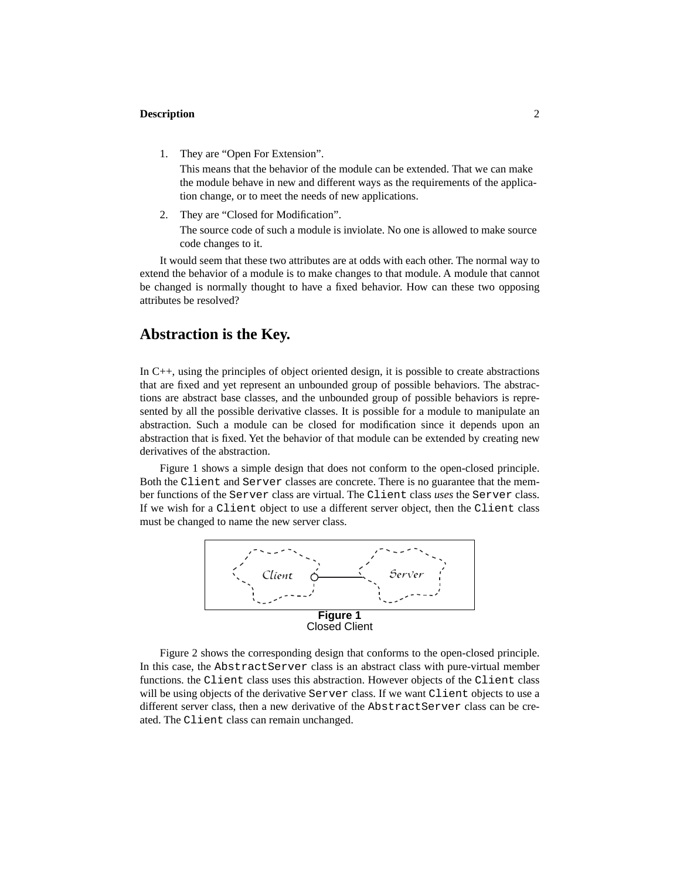1. They are "Open For Extension".

   This means that the behavior of the module can be extended. That we can make the module behave in new and different ways as the requirements of the application change, or to meet the needs of new applications.

2. They are "Closed for Modification".

   The source code of such a module is inviolate. No one is allowed to make source code changes to it.

It would seem that these two attributes are at odds with each other. The normal way to extend the behavior of a module is to make changes to that module. A module that cannot be changed is normally thought to have a fixed behavior. How can these two opposing attributes be resolved?

## Abstraction is the Key.

In C++, using the principles of object oriented design, it is possible to create abstractions that are fixed and yet represent an unbounded group of possible behaviors. The abstractions are abstract base classes, and the unbounded group of possible behaviors is represented by all the possible derivative classes. It is possible for a module to manipulate an abstraction. Such a module can be closed for modification since it depends upon an abstraction that is fixed. Yet the behavior of that module can be extended by creating new derivatives of the abstraction.

Figure 1 shows a simple design that does not conform to the open-closed principle. Both the `Client` and `Server` classes are concrete. There is no guarantee that the member functions of the `Server` class are virtual. The `Client` class *uses* the `Server` class. If we wish for a `Client` object to use a different server object, then the `Client` class must be changed to name the new server class.

**Figure 1**
Closed Client

Figure 2 shows the corresponding design that conforms to the open-closed principle. In this case, the `AbstractServer` class is an abstract class with pure-virtual member functions. the `Client` class uses this abstraction. However objects of the `Client` class will be using objects of the derivative `Server` class. If we want `Client` objects to use a different server class, then a new derivative of the `AbstractServer` class can be created. The `Client` class can remain unchanged.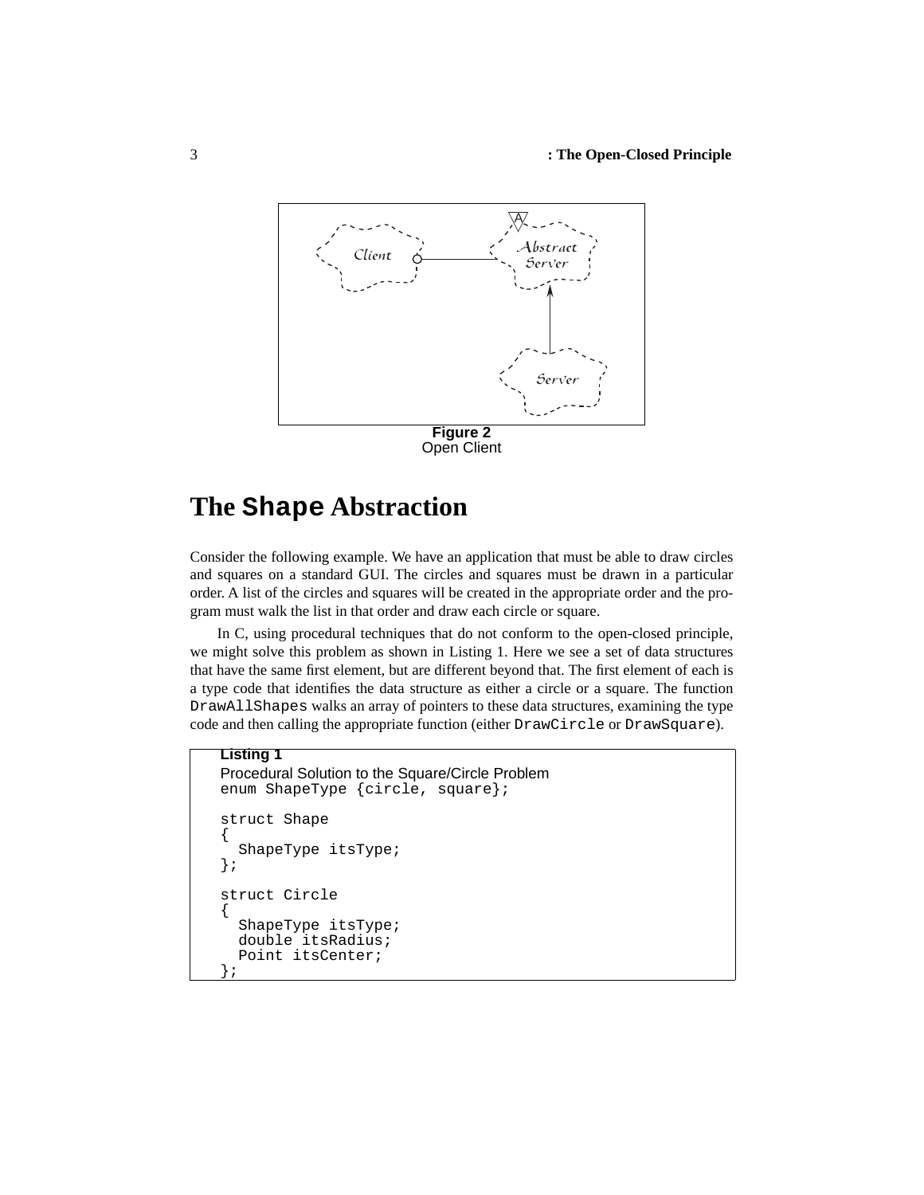**Figure 2**
Open Client

## The `Shape` Abstraction

Consider the following example. We have an application that must be able to draw circles and squares on a standard GUI. The circles and squares must be drawn in a particular order. A list of the circles and squares will be created in the appropriate order and the program must walk the list in that order and draw each circle or square.

In C, using procedural techniques that do not conform to the open-closed principle, we might solve this problem as shown in Listing 1. Here we see a set of data structures that have the same first element, but are different beyond that. The first element of each is a type code that identifies the data structure as either a circle or a square. The function `DrawAllShapes` walks an array of pointers to these data structures, examining the type code and then calling the appropriate function (either `DrawCircle` or `DrawSquare`).

**Listing 1**
Procedural Solution to the Square/Circle Problem

```
enum ShapeType {circle, square};

struct Shape
{
  ShapeType itsType;
};

struct Circle
{
  ShapeType itsType;
  double itsRadius;
  Point itsCenter;
};
```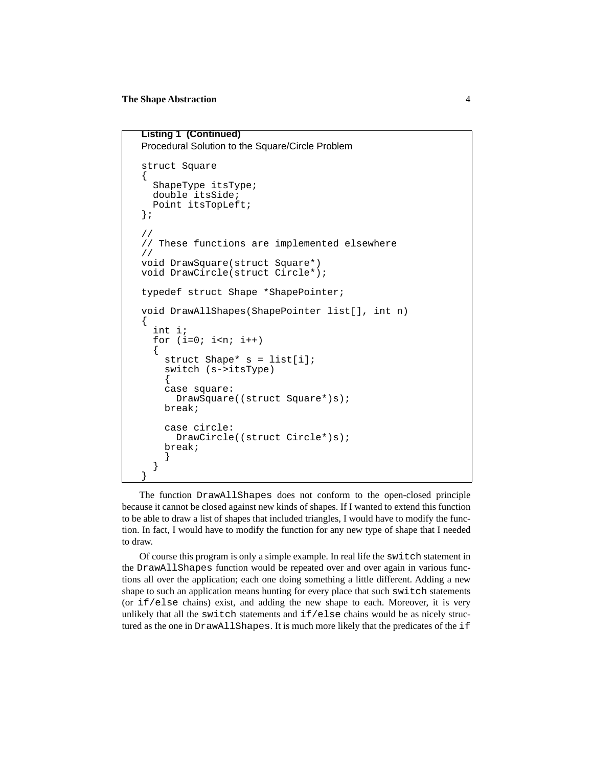**Listing 1 (Continued)**
Procedural Solution to the Square/Circle Problem

```
struct Square
{
  ShapeType itsType;
  double itsSide;
  Point itsTopLeft;
};

//
// These functions are implemented elsewhere
//
void DrawSquare(struct Square*)
void DrawCircle(struct Circle*);

typedef struct Shape *ShapePointer;

void DrawAllShapes(ShapePointer list[], int n)
{
  int i;
  for (i=0; i<n; i++)
  {
    struct Shape* s = list[i];
    switch (s->itsType)
    {
    case square:
      DrawSquare((struct Square*)s);
    break;

    case circle:
      DrawCircle((struct Circle*)s);
    break;
    }
  }
}
```

The function `DrawAllShapes` does not conform to the open-closed principle because it cannot be closed against new kinds of shapes. If I wanted to extend this function to be able to draw a list of shapes that included triangles, I would have to modify the function. In fact, I would have to modify the function for any new type of shape that I needed to draw.

Of course this program is only a simple example. In real life the `switch` statement in the `DrawAllShapes` function would be repeated over and over again in various functions all over the application; each one doing something a little different. Adding a new shape to such an application means hunting for every place that such `switch` statements (or `if/else` chains) exist, and adding the new shape to each. Moreover, it is very unlikely that all the `switch` statements and `if/else` chains would be as nicely structured as the one in `DrawAllShapes`. It is much more likely that the predicates of the `if`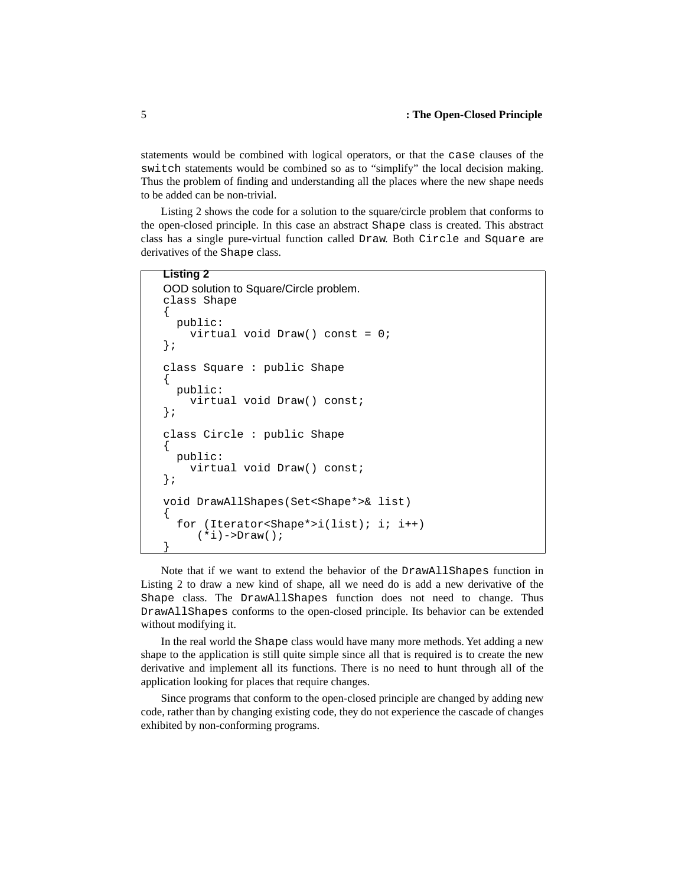statements would be combined with logical operators, or that the `case` clauses of the `switch` statements would be combined so as to "simplify" the local decision making. Thus the problem of finding and understanding all the places where the new shape needs to be added can be non-trivial.

Listing 2 shows the code for a solution to the square/circle problem that conforms to the open-closed principle. In this case an abstract `Shape` class is created. This abstract class has a single pure-virtual function called `Draw`. Both `Circle` and `Square` are derivatives of the `Shape` class.

**Listing 2**

OOD solution to Square/Circle problem.

```
class Shape
{
  public:
    virtual void Draw() const = 0;
};

class Square : public Shape
{
  public:
    virtual void Draw() const;
};

class Circle : public Shape
{
  public:
    virtual void Draw() const;
};

void DrawAllShapes(Set<Shape*>& list)
{
  for (Iterator<Shape*>i(list); i; i++)
     (*i)->Draw();
}
```

Note that if we want to extend the behavior of the `DrawAllShapes` function in Listing 2 to draw a new kind of shape, all we need do is add a new derivative of the `Shape` class. The `DrawAllShapes` function does not need to change. Thus `DrawAllShapes` conforms to the open-closed principle. Its behavior can be extended without modifying it.

In the real world the `Shape` class would have many more methods. Yet adding a new shape to the application is still quite simple since all that is required is to create the new derivative and implement all its functions. There is no need to hunt through all of the application looking for places that require changes.

Since programs that conform to the open-closed principle are changed by adding new code, rather than by changing existing code, they do not experience the cascade of changes exhibited by non-conforming programs.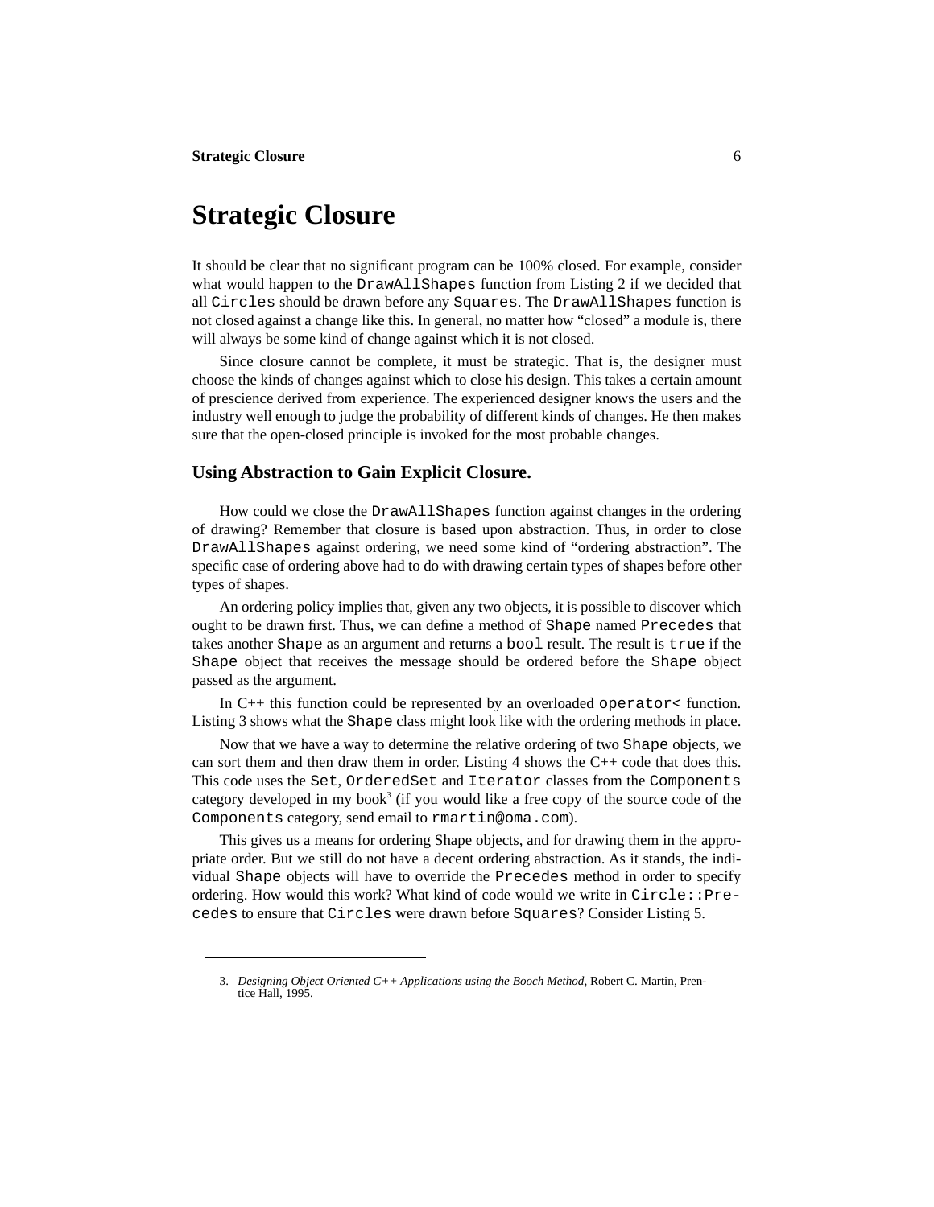# Strategic Closure

It should be clear that no significant program can be 100% closed. For example, consider what would happen to the `DrawAllShapes` function from Listing 2 if we decided that all `Circles` should be drawn before any `Squares`. The `DrawAllShapes` function is not closed against a change like this. In general, no matter how "closed" a module is, there will always be some kind of change against which it is not closed.

Since closure cannot be complete, it must be strategic. That is, the designer must choose the kinds of changes against which to close his design. This takes a certain amount of prescience derived from experience. The experienced designer knows the users and the industry well enough to judge the probability of different kinds of changes. He then makes sure that the open-closed principle is invoked for the most probable changes.

## Using Abstraction to Gain Explicit Closure.

How could we close the `DrawAllShapes` function against changes in the ordering of drawing? Remember that closure is based upon abstraction. Thus, in order to close `DrawAllShapes` against ordering, we need some kind of "ordering abstraction". The specific case of ordering above had to do with drawing certain types of shapes before other types of shapes.

An ordering policy implies that, given any two objects, it is possible to discover which ought to be drawn first. Thus, we can define a method of `Shape` named `Precedes` that takes another `Shape` as an argument and returns a `bool` result. The result is `true` if the `Shape` object that receives the message should be ordered before the `Shape` object passed as the argument.

In C++ this function could be represented by an overloaded `operator<` function. Listing 3 shows what the `Shape` class might look like with the ordering methods in place.

Now that we have a way to determine the relative ordering of two `Shape` objects, we can sort them and then draw them in order. Listing 4 shows the C++ code that does this. This code uses the `Set`, `OrderedSet` and `Iterator` classes from the `Components` category developed in my book[3] (if you would like a free copy of the source code of the `Components` category, send email to `rmartin@oma.com`).

This gives us a means for ordering Shape objects, and for drawing them in the appropriate order. But we still do not have a decent ordering abstraction. As it stands, the individual `Shape` objects will have to override the `Precedes` method in order to specify ordering. How would this work? What kind of code would we write in `Circle::Precedes` to ensure that `Circles` were drawn before `Squares`? Consider Listing 5.

3. *Designing Object Oriented C++ Applications using the Booch Method*, Robert C. Martin, Prentice Hall, 1995.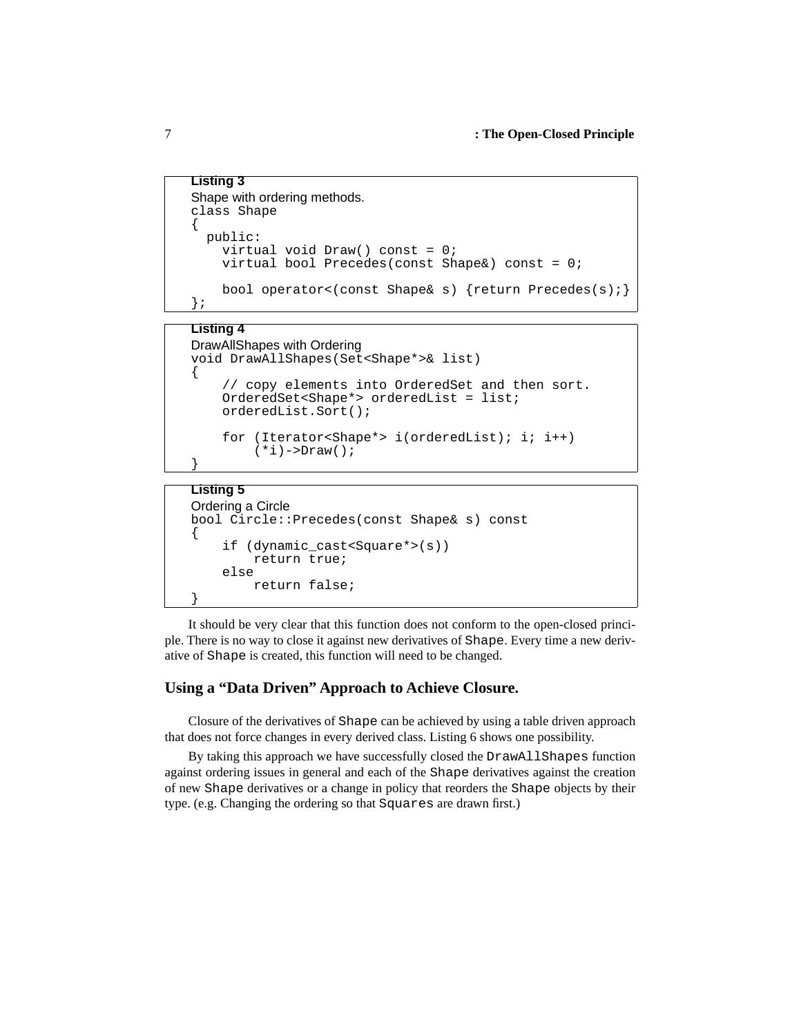**Listing 3**

Shape with ordering methods.

```
class Shape
{
  public:
    virtual void Draw() const = 0;
    virtual bool Precedes(const Shape&) const = 0;

    bool operator<(const Shape& s) {return Precedes(s);}
};
```

**Listing 4**

DrawAllShapes with Ordering

```
void DrawAllShapes(Set<Shape*>& list)
{
    // copy elements into OrderedSet and then sort.
    OrderedSet<Shape*> orderedList = list;
    orderedList.Sort();

    for (Iterator<Shape*> i(orderedList); i; i++)
        (*i)->Draw();
}
```

**Listing 5**

Ordering a Circle

```
bool Circle::Precedes(const Shape& s) const
{
    if (dynamic_cast<Square*>(s))
        return true;
    else
        return false;
}
```

It should be very clear that this function does not conform to the open-closed principle. There is no way to close it against new derivatives of `Shape`. Every time a new derivative of `Shape` is created, this function will need to be changed.

## Using a "Data Driven" Approach to Achieve Closure.

Closure of the derivatives of `Shape` can be achieved by using a table driven approach that does not force changes in every derived class. Listing 6 shows one possibility.

By taking this approach we have successfully closed the `DrawAllShapes` function against ordering issues in general and each of the `Shape` derivatives against the creation of new `Shape` derivatives or a change in policy that reorders the `Shape` objects by their type. (e.g. Changing the ordering so that `Squares` are drawn first.)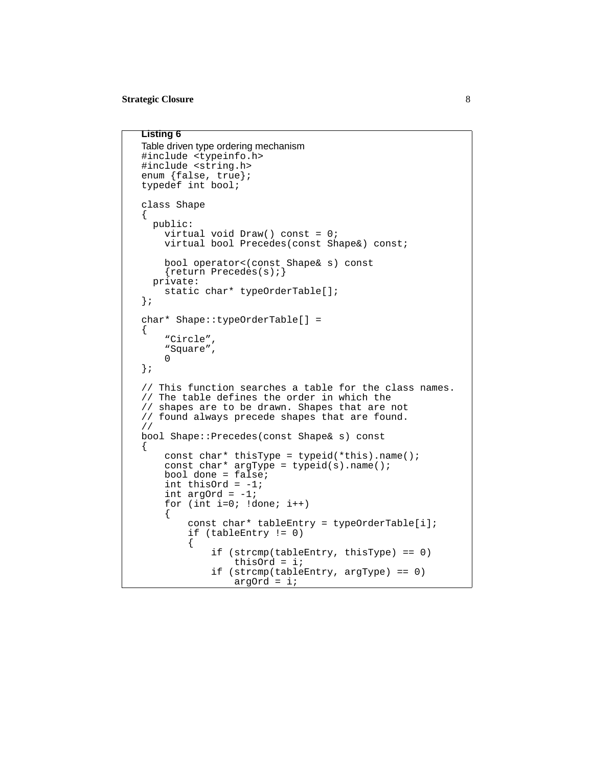**Listing 6**

Table driven type ordering mechanism

```
#include <typeinfo.h>
#include <string.h>
enum {false, true};
typedef int bool;

class Shape
{
  public:
    virtual void Draw() const = 0;
    virtual bool Precedes(const Shape&) const;

    bool operator<(const Shape& s) const
    {return Precedes(s);}
  private:
    static char* typeOrderTable[];
};

char* Shape::typeOrderTable[] =
{
    “Circle”,
    “Square”,
    0
};

// This function searches a table for the class names.
// The table defines the order in which the
// shapes are to be drawn. Shapes that are not
// found always precede shapes that are found.
//
bool Shape::Precedes(const Shape& s) const
{
    const char* thisType = typeid(*this).name();
    const char* argType = typeid(s).name();
    bool done = false;
    int thisOrd = -1;
    int argOrd = -1;
    for (int i=0; !done; i++)
    {
        const char* tableEntry = typeOrderTable[i];
        if (tableEntry != 0)
        {
            if (strcmp(tableEntry, thisType) == 0)
                thisOrd = i;
            if (strcmp(tableEntry, argType) == 0)
                argOrd = i;
```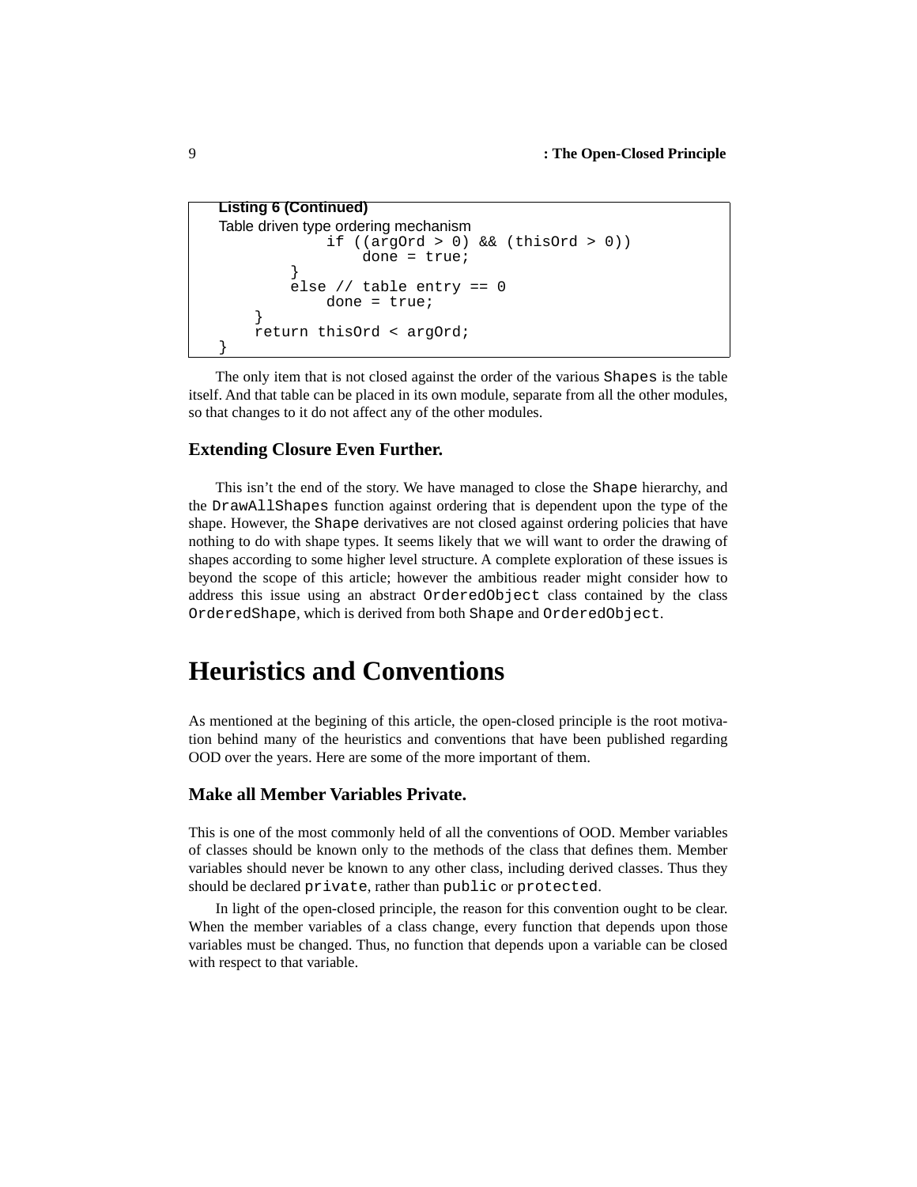**Listing 6 (Continued)**

Table driven type ordering mechanism

```
            if ((argOrd > 0) && (thisOrd > 0))
                done = true;
        }
        else // table entry == 0
            done = true;
    }
    return thisOrd < argOrd;
}
```

The only item that is not closed against the order of the various `Shapes` is the table itself. And that table can be placed in its own module, separate from all the other modules, so that changes to it do not affect any of the other modules.

### Extending Closure Even Further.

This isn't the end of the story. We have managed to close the `Shape` hierarchy, and the `DrawAllShapes` function against ordering that is dependent upon the type of the shape. However, the `Shape` derivatives are not closed against ordering policies that have nothing to do with shape types. It seems likely that we will want to order the drawing of shapes according to some higher level structure. A complete exploration of these issues is beyond the scope of this article; however the ambitious reader might consider how to address this issue using an abstract `OrderedObject` class contained by the class `OrderedShape`, which is derived from both `Shape` and `OrderedObject`.

## Heuristics and Conventions

As mentioned at the begining of this article, the open-closed principle is the root motivation behind many of the heuristics and conventions that have been published regarding OOD over the years. Here are some of the more important of them.

### Make all Member Variables Private.

This is one of the most commonly held of all the conventions of OOD. Member variables of classes should be known only to the methods of the class that defines them. Member variables should never be known to any other class, including derived classes. Thus they should be declared `private`, rather than `public` or `protected`.

In light of the open-closed principle, the reason for this convention ought to be clear. When the member variables of a class change, every function that depends upon those variables must be changed. Thus, no function that depends upon a variable can be closed with respect to that variable.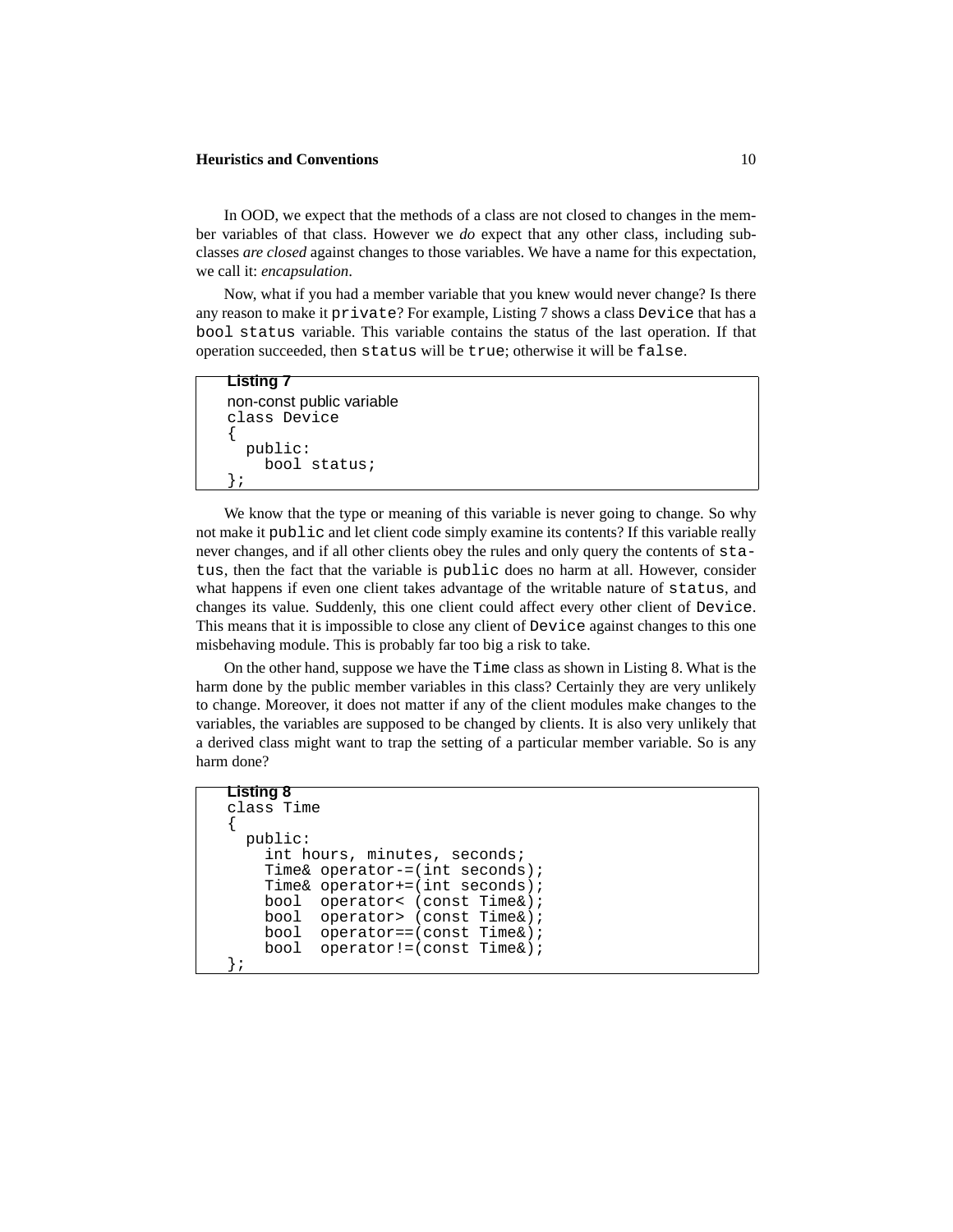In OOD, we expect that the methods of a class are not closed to changes in the member variables of that class. However we *do* expect that any other class, including subclasses *are closed* against changes to those variables. We have a name for this expectation, we call it: *encapsulation*.

Now, what if you had a member variable that you knew would never change? Is there any reason to make it `private`? For example, Listing 7 shows a class `Device` that has a `bool status` variable. This variable contains the status of the last operation. If that operation succeeded, then `status` will be `true`; otherwise it will be `false`.

**Listing 7**

non-const public variable

```
class Device
{
  public:
    bool status;
};
```

We know that the type or meaning of this variable is never going to change. So why not make it `public` and let client code simply examine its contents? If this variable really never changes, and if all other clients obey the rules and only query the contents of `status`, then the fact that the variable is `public` does no harm at all. However, consider what happens if even one client takes advantage of the writable nature of `status`, and changes its value. Suddenly, this one client could affect every other client of `Device`. This means that it is impossible to close any client of `Device` against changes to this one misbehaving module. This is probably far too big a risk to take.

On the other hand, suppose we have the `Time` class as shown in Listing 8. What is the harm done by the public member variables in this class? Certainly they are very unlikely to change. Moreover, it does not matter if any of the client modules make changes to the variables, the variables are supposed to be changed by clients. It is also very unlikely that a derived class might want to trap the setting of a particular member variable. So is any harm done?

**Listing 8**

```
class Time
{
  public:
    int hours, minutes, seconds;
    Time& operator-=(int seconds);
    Time& operator+=(int seconds);
    bool  operator< (const Time&);
    bool  operator> (const Time&);
    bool  operator==(const Time&);
    bool  operator!=(const Time&);
};
```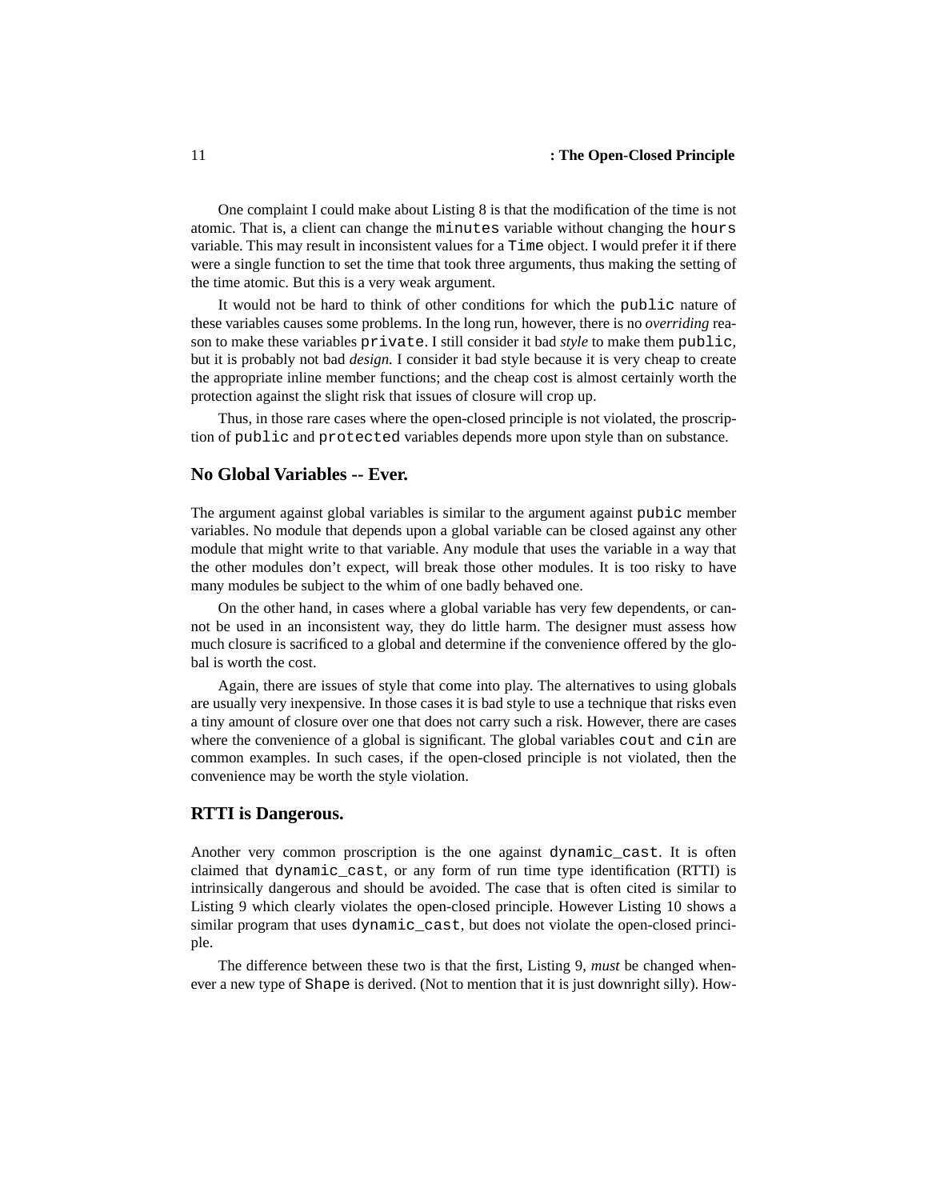One complaint I could make about Listing 8 is that the modification of the time is not atomic. That is, a client can change the `minutes` variable without changing the `hours` variable. This may result in inconsistent values for a `Time` object. I would prefer it if there were a single function to set the time that took three arguments, thus making the setting of the time atomic. But this is a very weak argument.

It would not be hard to think of other conditions for which the `public` nature of these variables causes some problems. In the long run, however, there is no *overriding* reason to make these variables `private`. I still consider it bad *style* to make them `public`, but it is probably not bad *design.* I consider it bad style because it is very cheap to create the appropriate inline member functions; and the cheap cost is almost certainly worth the protection against the slight risk that issues of closure will crop up.

Thus, in those rare cases where the open-closed principle is not violated, the proscription of `public` and `protected` variables depends more upon style than on substance.

## No Global Variables -- Ever.

The argument against global variables is similar to the argument against `pubic` member variables. No module that depends upon a global variable can be closed against any other module that might write to that variable. Any module that uses the variable in a way that the other modules don't expect, will break those other modules. It is too risky to have many modules be subject to the whim of one badly behaved one.

On the other hand, in cases where a global variable has very few dependents, or cannot be used in an inconsistent way, they do little harm. The designer must assess how much closure is sacrificed to a global and determine if the convenience offered by the global is worth the cost.

Again, there are issues of style that come into play. The alternatives to using globals are usually very inexpensive. In those cases it is bad style to use a technique that risks even a tiny amount of closure over one that does not carry such a risk. However, there are cases where the convenience of a global is significant. The global variables `cout` and `cin` are common examples. In such cases, if the open-closed principle is not violated, then the convenience may be worth the style violation.

## RTTI is Dangerous.

Another very common proscription is the one against `dynamic_cast`. It is often claimed that `dynamic_cast`, or any form of run time type identification (RTTI) is intrinsically dangerous and should be avoided. The case that is often cited is similar to Listing 9 which clearly violates the open-closed principle. However Listing 10 shows a similar program that uses `dynamic_cast`, but does not violate the open-closed principle.

The difference between these two is that the first, Listing 9, *must* be changed whenever a new type of `Shape` is derived. (Not to mention that it is just downright silly). How-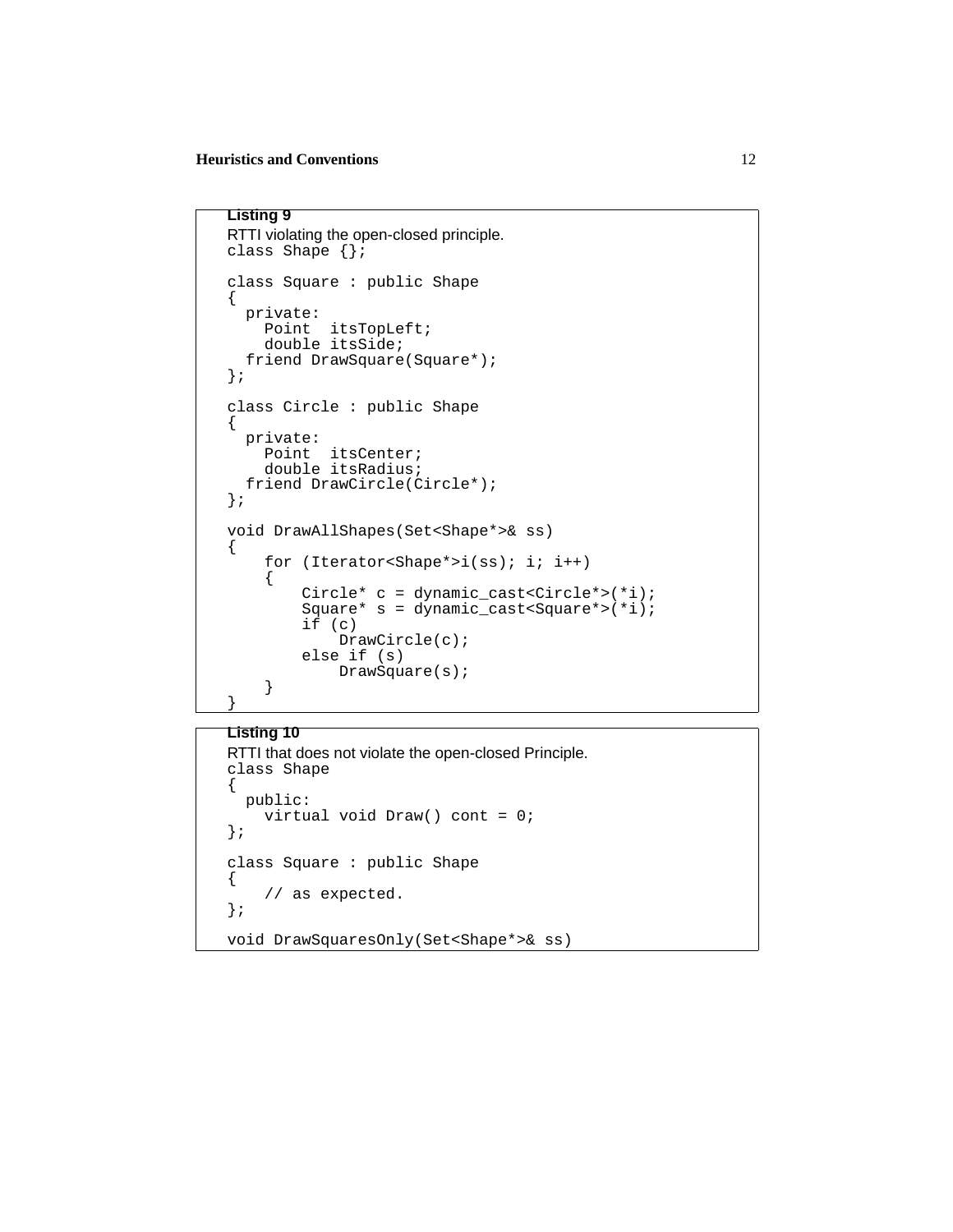**Listing 9**

RTTI violating the open-closed principle.

```
class Shape {};

class Square : public Shape
{
  private:
    Point  itsTopLeft;
    double itsSide;
  friend DrawSquare(Square*);
};

class Circle : public Shape
{
  private:
    Point  itsCenter;
    double itsRadius;
  friend DrawCircle(Circle*);
};

void DrawAllShapes(Set<Shape*>& ss)
{
    for (Iterator<Shape*>i(ss); i; i++)
    {
        Circle* c = dynamic_cast<Circle*>(*i);
        Square* s = dynamic_cast<Square*>(*i);
        if (c)
            DrawCircle(c);
        else if (s)
            DrawSquare(s);
    }
}
```

**Listing 10**

RTTI that does not violate the open-closed Principle.

```
class Shape
{
  public:
    virtual void Draw() cont = 0;
};

class Square : public Shape
{
    // as expected.
};

void DrawSquaresOnly(Set<Shape*>& ss)
```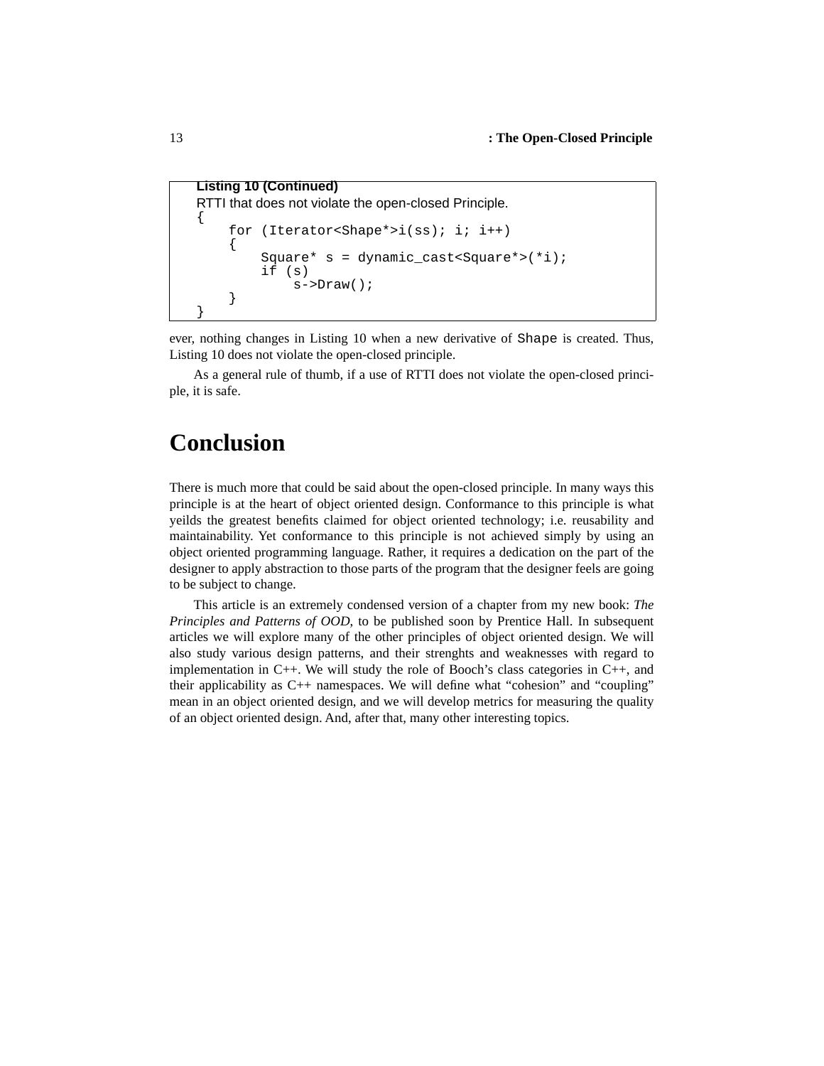**Listing 10 (Continued)**

RTTI that does not violate the open-closed Principle.

```
{
    for (Iterator<Shape*>i(ss); i; i++)
    {
        Square* s = dynamic_cast<Square*>(*i);
        if (s)
            s->Draw();
    }
}
```

ever, nothing changes in Listing 10 when a new derivative of `Shape` is created. Thus, Listing 10 does not violate the open-closed principle.

As a general rule of thumb, if a use of RTTI does not violate the open-closed principle, it is safe.

# Conclusion

There is much more that could be said about the open-closed principle. In many ways this principle is at the heart of object oriented design. Conformance to this principle is what yeilds the greatest benefits claimed for object oriented technology; i.e. reusability and maintainability. Yet conformance to this principle is not achieved simply by using an object oriented programming language. Rather, it requires a dedication on the part of the designer to apply abstraction to those parts of the program that the designer feels are going to be subject to change.

This article is an extremely condensed version of a chapter from my new book: *The Principles and Patterns of OOD*, to be published soon by Prentice Hall. In subsequent articles we will explore many of the other principles of object oriented design. We will also study various design patterns, and their strenghts and weaknesses with regard to implementation in C++. We will study the role of Booch's class categories in C++, and their applicability as C++ namespaces. We will define what "cohesion" and "coupling" mean in an object oriented design, and we will develop metrics for measuring the quality of an object oriented design. And, after that, many other interesting topics.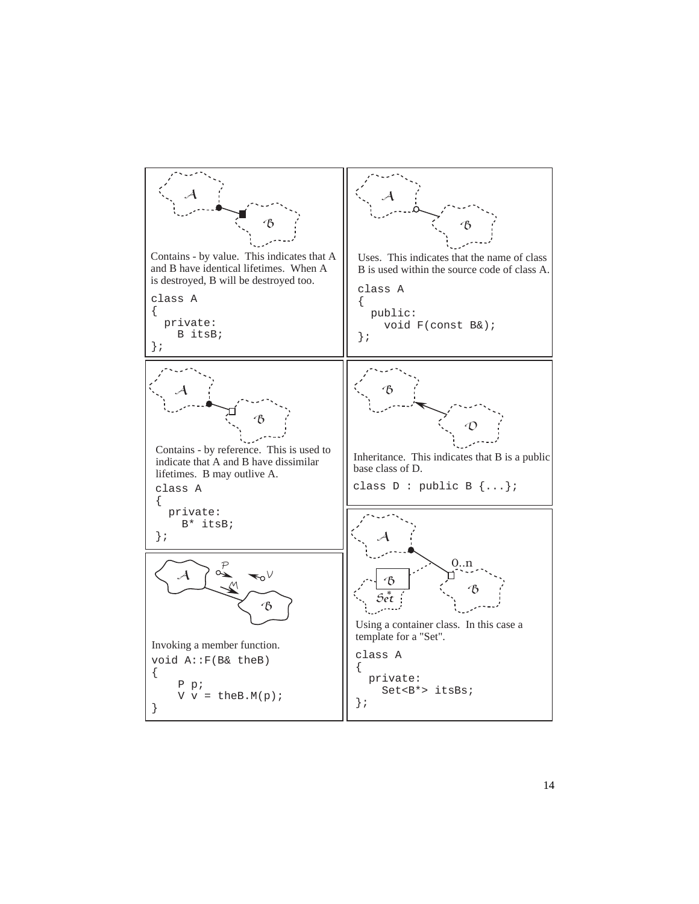Contains - by value. This indicates that A and B have identical lifetimes. When A is destroyed, B will be destroyed too.

```
class A
{
  private:
    B itsB;
};
```

Uses. This indicates that the name of class B is used within the source code of class A.

```
class A
{
  public:
    void F(const B&);
};
```

Contains - by reference. This is used to indicate that A and B have dissimilar lifetimes. B may outlive A.

```
class A
{
  private:
    B* itsB;
};
```

Inheritance. This indicates that B is a public base class of D.

```
class D : public B {...};
```

Invoking a member function.

```
void A::F(B& theB)
{
    P p;
    V v = theB.M(p);
}
```

0..n

Using a container class. In this case a template for a "Set".

```
class A
{
  private:
    Set<B*> itsBs;
};
```